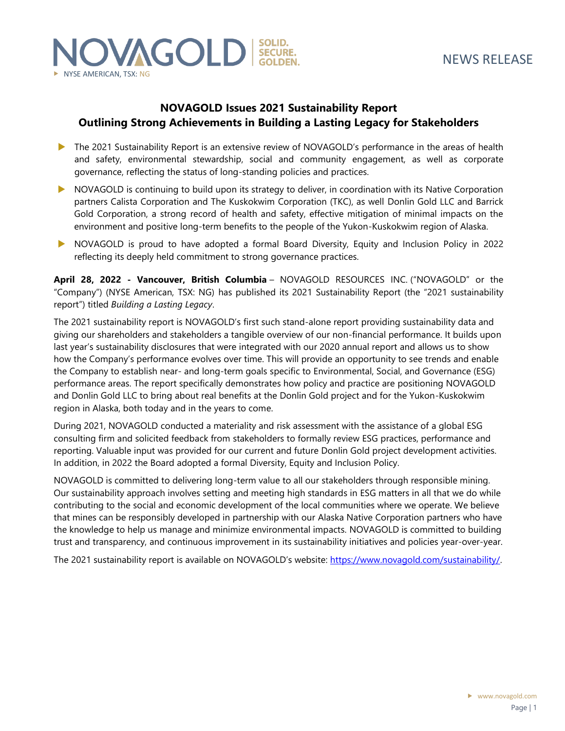NOVAGOLD SOLID. SECURE. GOLDEN.

NYSE AMERICAN, TSX: NG

NEWS RELEASE

# NOVAGOLD Issues 2021 Sustainability Report
## Outlining Strong Achievements in Building a Lasting Legacy for Stakeholders

- The 2021 Sustainability Report is an extensive review of NOVAGOLD's performance in the areas of health and safety, environmental stewardship, social and community engagement, as well as corporate governance, reflecting the status of long-standing policies and practices.
- NOVAGOLD is continuing to build upon its strategy to deliver, in coordination with its Native Corporation partners Calista Corporation and The Kuskokwim Corporation (TKC), as well Donlin Gold LLC and Barrick Gold Corporation, a strong record of health and safety, effective mitigation of minimal impacts on the environment and positive long-term benefits to the people of the Yukon-Kuskokwim region of Alaska.
- NOVAGOLD is proud to have adopted a formal Board Diversity, Equity and Inclusion Policy in 2022 reflecting its deeply held commitment to strong governance practices.

**April 28, 2022 - Vancouver, British Columbia** – NOVAGOLD RESOURCES INC. ("NOVAGOLD" or the "Company") (NYSE American, TSX: NG) has published its 2021 Sustainability Report (the "2021 sustainability report") titled *Building a Lasting Legacy*.

The 2021 sustainability report is NOVAGOLD's first such stand-alone report providing sustainability data and giving our shareholders and stakeholders a tangible overview of our non-financial performance. It builds upon last year's sustainability disclosures that were integrated with our 2020 annual report and allows us to show how the Company's performance evolves over time. This will provide an opportunity to see trends and enable the Company to establish near- and long-term goals specific to Environmental, Social, and Governance (ESG) performance areas. The report specifically demonstrates how policy and practice are positioning NOVAGOLD and Donlin Gold LLC to bring about real benefits at the Donlin Gold project and for the Yukon-Kuskokwim region in Alaska, both today and in the years to come.

During 2021, NOVAGOLD conducted a materiality and risk assessment with the assistance of a global ESG consulting firm and solicited feedback from stakeholders to formally review ESG practices, performance and reporting. Valuable input was provided for our current and future Donlin Gold project development activities. In addition, in 2022 the Board adopted a formal Diversity, Equity and Inclusion Policy.

NOVAGOLD is committed to delivering long-term value to all our stakeholders through responsible mining. Our sustainability approach involves setting and meeting high standards in ESG matters in all that we do while contributing to the social and economic development of the local communities where we operate. We believe that mines can be responsibly developed in partnership with our Alaska Native Corporation partners who have the knowledge to help us manage and minimize environmental impacts. NOVAGOLD is committed to building trust and transparency, and continuous improvement in its sustainability initiatives and policies year-over-year.

The 2021 sustainability report is available on NOVAGOLD's website: https://www.novagold.com/sustainability/.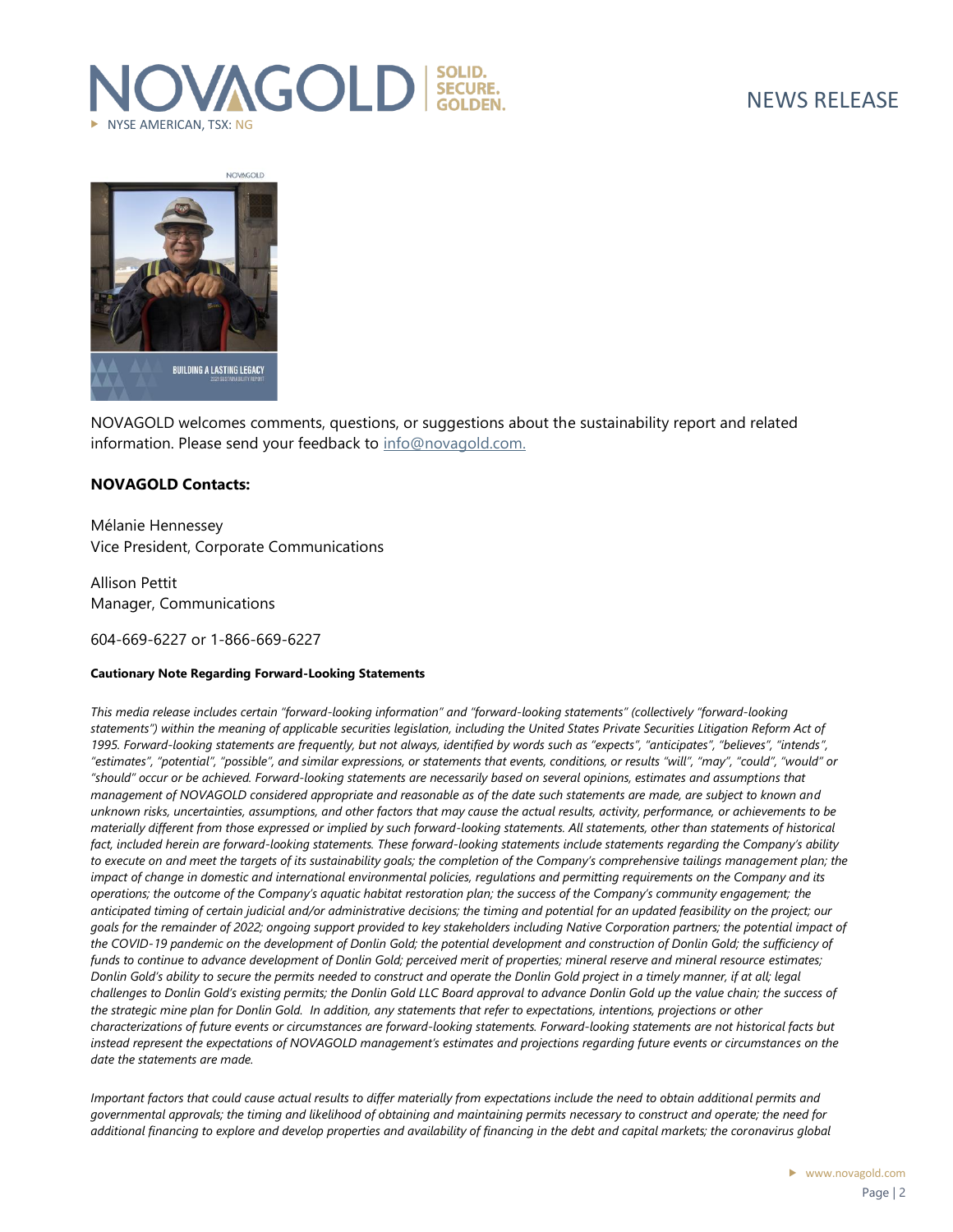NOVAGOLD welcomes comments, questions, or suggestions about the sustainability report and related information. Please send your feedback to info@novagold.com.

**NOVAGOLD Contacts:**

Mélanie Hennessey
Vice President, Corporate Communications

Allison Pettit
Manager, Communications

604-669-6227 or 1-866-669-6227

**Cautionary Note Regarding Forward-Looking Statements**

*This media release includes certain "forward-looking information" and "forward-looking statements" (collectively "forward-looking statements") within the meaning of applicable securities legislation, including the United States Private Securities Litigation Reform Act of 1995. Forward-looking statements are frequently, but not always, identified by words such as "expects", "anticipates", "believes", "intends", "estimates", "potential", "possible", and similar expressions, or statements that events, conditions, or results "will", "may", "could", "would" or "should" occur or be achieved. Forward-looking statements are necessarily based on several opinions, estimates and assumptions that management of NOVAGOLD considered appropriate and reasonable as of the date such statements are made, are subject to known and unknown risks, uncertainties, assumptions, and other factors that may cause the actual results, activity, performance, or achievements to be materially different from those expressed or implied by such forward-looking statements. All statements, other than statements of historical fact, included herein are forward-looking statements. These forward-looking statements include statements regarding the Company's ability to execute on and meet the targets of its sustainability goals; the completion of the Company's comprehensive tailings management plan; the impact of change in domestic and international environmental policies, regulations and permitting requirements on the Company and its operations; the outcome of the Company's aquatic habitat restoration plan; the success of the Company's community engagement; the anticipated timing of certain judicial and/or administrative decisions; the timing and potential for an updated feasibility on the project; our goals for the remainder of 2022; ongoing support provided to key stakeholders including Native Corporation partners; the potential impact of the COVID-19 pandemic on the development of Donlin Gold; the potential development and construction of Donlin Gold; the sufficiency of funds to continue to advance development of Donlin Gold; perceived merit of properties; mineral reserve and mineral resource estimates; Donlin Gold's ability to secure the permits needed to construct and operate the Donlin Gold project in a timely manner, if at all; legal challenges to Donlin Gold's existing permits; the Donlin Gold LLC Board approval to advance Donlin Gold up the value chain; the success of the strategic mine plan for Donlin Gold. In addition, any statements that refer to expectations, intentions, projections or other characterizations of future events or circumstances are forward-looking statements. Forward-looking statements are not historical facts but instead represent the expectations of NOVAGOLD management's estimates and projections regarding future events or circumstances on the date the statements are made.*

*Important factors that could cause actual results to differ materially from expectations include the need to obtain additional permits and governmental approvals; the timing and likelihood of obtaining and maintaining permits necessary to construct and operate; the need for additional financing to explore and develop properties and availability of financing in the debt and capital markets; the coronavirus global*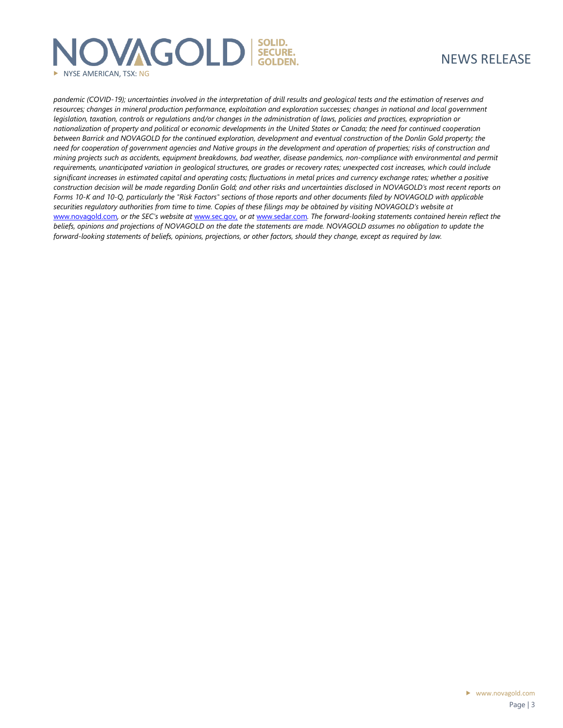*pandemic (COVID-19); uncertainties involved in the interpretation of drill results and geological tests and the estimation of reserves and resources; changes in mineral production performance, exploitation and exploration successes; changes in national and local government legislation, taxation, controls or regulations and/or changes in the administration of laws, policies and practices, expropriation or nationalization of property and political or economic developments in the United States or Canada; the need for continued cooperation between Barrick and NOVAGOLD for the continued exploration, development and eventual construction of the Donlin Gold property; the need for cooperation of government agencies and Native groups in the development and operation of properties; risks of construction and mining projects such as accidents, equipment breakdowns, bad weather, disease pandemics, non-compliance with environmental and permit requirements, unanticipated variation in geological structures, ore grades or recovery rates; unexpected cost increases, which could include significant increases in estimated capital and operating costs; fluctuations in metal prices and currency exchange rates; whether a positive construction decision will be made regarding Donlin Gold; and other risks and uncertainties disclosed in NOVAGOLD's most recent reports on Forms 10-K and 10-Q, particularly the "Risk Factors" sections of those reports and other documents filed by NOVAGOLD with applicable securities regulatory authorities from time to time. Copies of these filings may be obtained by visiting NOVAGOLD's website at www.novagold.com, or the SEC's website at www.sec.gov, or at www.sedar.com. The forward-looking statements contained herein reflect the beliefs, opinions and projections of NOVAGOLD on the date the statements are made. NOVAGOLD assumes no obligation to update the forward-looking statements of beliefs, opinions, projections, or other factors, should they change, except as required by law.*